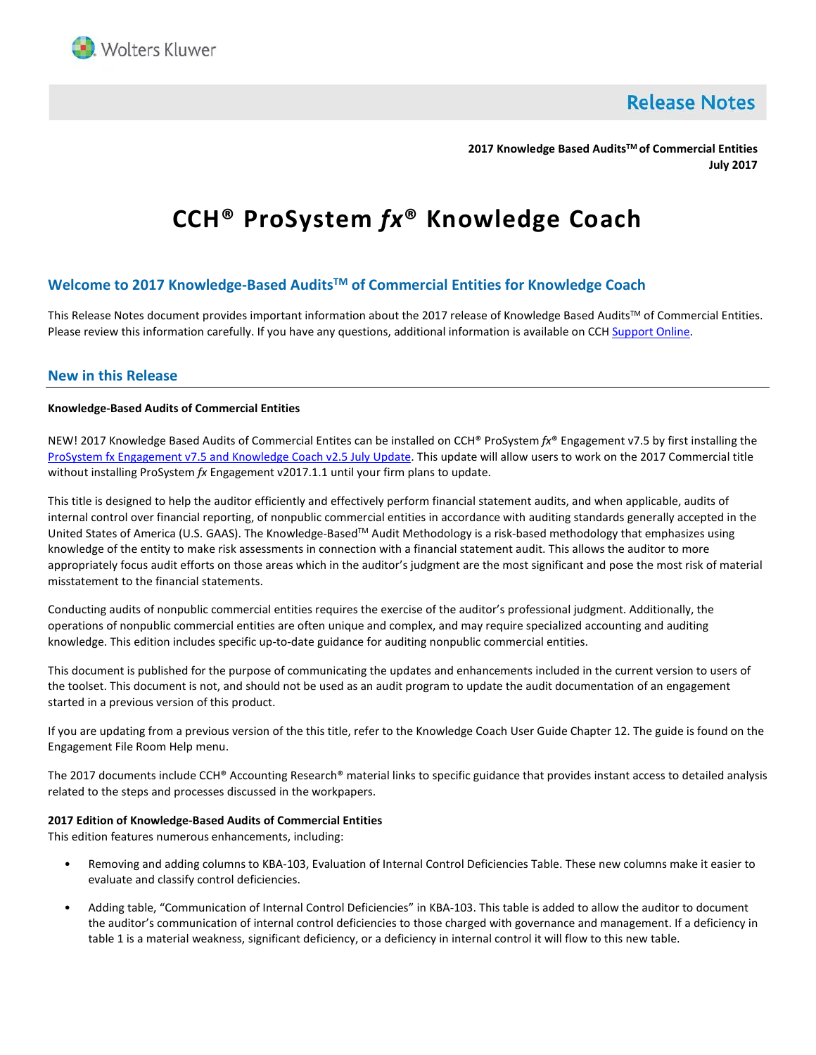Wolters Kluwer

# Release Notes

**2017 Knowledge Based Audits™ of Commercial Entities**
**July 2017**

# CCH® ProSystem *fx*® Knowledge Coach

## Welcome to 2017 Knowledge-Based Audits™ of Commercial Entities for Knowledge Coach

This Release Notes document provides important information about the 2017 release of Knowledge Based Audits™ of Commercial Entities. Please review this information carefully. If you have any questions, additional information is available on CCH Support Online.

## New in this Release

**Knowledge-Based Audits of Commercial Entities**

NEW! 2017 Knowledge Based Audits of Commercial Entites can be installed on CCH® ProSystem *fx*® Engagement v7.5 by first installing the ProSystem fx Engagement v7.5 and Knowledge Coach v2.5 July Update. This update will allow users to work on the 2017 Commercial title without installing ProSystem *fx* Engagement v2017.1.1 until your firm plans to update.

This title is designed to help the auditor efficiently and effectively perform financial statement audits, and when applicable, audits of internal control over financial reporting, of nonpublic commercial entities in accordance with auditing standards generally accepted in the United States of America (U.S. GAAS). The Knowledge-Based™ Audit Methodology is a risk-based methodology that emphasizes using knowledge of the entity to make risk assessments in connection with a financial statement audit. This allows the auditor to more appropriately focus audit efforts on those areas which in the auditor's judgment are the most significant and pose the most risk of material misstatement to the financial statements.

Conducting audits of nonpublic commercial entities requires the exercise of the auditor's professional judgment. Additionally, the operations of nonpublic commercial entities are often unique and complex, and may require specialized accounting and auditing knowledge. This edition includes specific up-to-date guidance for auditing nonpublic commercial entities.

This document is published for the purpose of communicating the updates and enhancements included in the current version to users of the toolset. This document is not, and should not be used as an audit program to update the audit documentation of an engagement started in a previous version of this product.

If you are updating from a previous version of the this title, refer to the Knowledge Coach User Guide Chapter 12. The guide is found on the Engagement File Room Help menu.

The 2017 documents include CCH® Accounting Research® material links to specific guidance that provides instant access to detailed analysis related to the steps and processes discussed in the workpapers.

**2017 Edition of Knowledge-Based Audits of Commercial Entities**
This edition features numerous enhancements, including:

- Removing and adding columns to KBA-103, Evaluation of Internal Control Deficiencies Table. These new columns make it easier to evaluate and classify control deficiencies.
- Adding table, "Communication of Internal Control Deficiencies" in KBA-103. This table is added to allow the auditor to document the auditor's communication of internal control deficiencies to those charged with governance and management. If a deficiency in table 1 is a material weakness, significant deficiency, or a deficiency in internal control it will flow to this new table.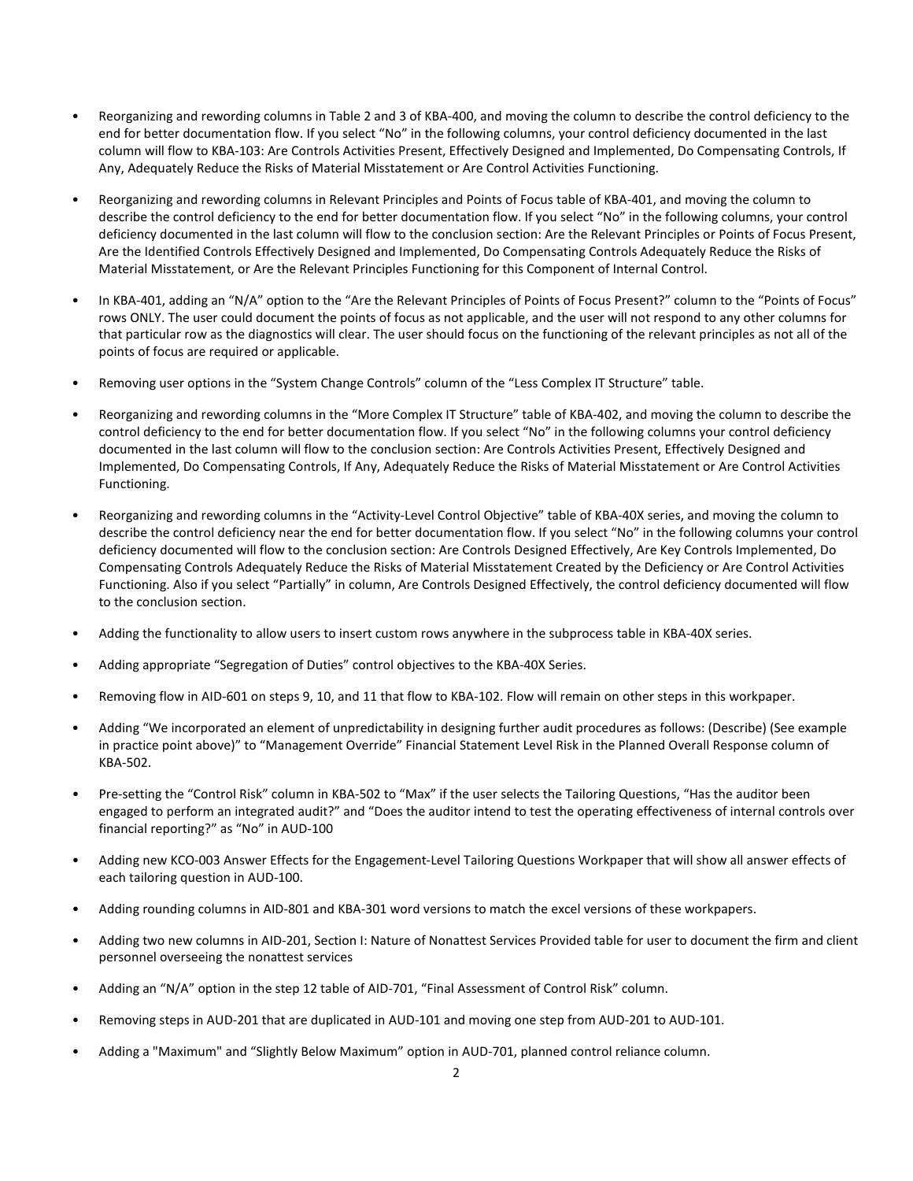- Reorganizing and rewording columns in Table 2 and 3 of KBA-400, and moving the column to describe the control deficiency to the end for better documentation flow. If you select "No" in the following columns, your control deficiency documented in the last column will flow to KBA-103: Are Controls Activities Present, Effectively Designed and Implemented, Do Compensating Controls, If Any, Adequately Reduce the Risks of Material Misstatement or Are Control Activities Functioning.

- Reorganizing and rewording columns in Relevant Principles and Points of Focus table of KBA-401, and moving the column to describe the control deficiency to the end for better documentation flow. If you select "No" in the following columns, your control deficiency documented in the last column will flow to the conclusion section: Are the Relevant Principles or Points of Focus Present, Are the Identified Controls Effectively Designed and Implemented, Do Compensating Controls Adequately Reduce the Risks of Material Misstatement, or Are the Relevant Principles Functioning for this Component of Internal Control.

- In KBA-401, adding an "N/A" option to the "Are the Relevant Principles of Points of Focus Present?" column to the "Points of Focus" rows ONLY. The user could document the points of focus as not applicable, and the user will not respond to any other columns for that particular row as the diagnostics will clear. The user should focus on the functioning of the relevant principles as not all of the points of focus are required or applicable.

- Removing user options in the "System Change Controls" column of the "Less Complex IT Structure" table.

- Reorganizing and rewording columns in the "More Complex IT Structure" table of KBA-402, and moving the column to describe the control deficiency to the end for better documentation flow. If you select "No" in the following columns your control deficiency documented in the last column will flow to the conclusion section: Are Controls Activities Present, Effectively Designed and Implemented, Do Compensating Controls, If Any, Adequately Reduce the Risks of Material Misstatement or Are Control Activities Functioning.

- Reorganizing and rewording columns in the "Activity-Level Control Objective" table of KBA-40X series, and moving the column to describe the control deficiency near the end for better documentation flow. If you select "No" in the following columns your control deficiency documented will flow to the conclusion section: Are Controls Designed Effectively, Are Key Controls Implemented, Do Compensating Controls Adequately Reduce the Risks of Material Misstatement Created by the Deficiency or Are Control Activities Functioning. Also if you select "Partially" in column, Are Controls Designed Effectively, the control deficiency documented will flow to the conclusion section.

- Adding the functionality to allow users to insert custom rows anywhere in the subprocess table in KBA-40X series.

- Adding appropriate "Segregation of Duties" control objectives to the KBA-40X Series.

- Removing flow in AID-601 on steps 9, 10, and 11 that flow to KBA-102. Flow will remain on other steps in this workpaper.

- Adding "We incorporated an element of unpredictability in designing further audit procedures as follows: (Describe) (See example in practice point above)" to "Management Override" Financial Statement Level Risk in the Planned Overall Response column of KBA-502.

- Pre-setting the "Control Risk" column in KBA-502 to "Max" if the user selects the Tailoring Questions, "Has the auditor been engaged to perform an integrated audit?" and "Does the auditor intend to test the operating effectiveness of internal controls over financial reporting?" as "No" in AUD-100

- Adding new KCO-003 Answer Effects for the Engagement-Level Tailoring Questions Workpaper that will show all answer effects of each tailoring question in AUD-100.

- Adding rounding columns in AID-801 and KBA-301 word versions to match the excel versions of these workpapers.

- Adding two new columns in AID-201, Section I: Nature of Nonattest Services Provided table for user to document the firm and client personnel overseeing the nonattest services

- Adding an "N/A" option in the step 12 table of AID-701, "Final Assessment of Control Risk" column.

- Removing steps in AUD-201 that are duplicated in AUD-101 and moving one step from AUD-201 to AUD-101.

- Adding a "Maximum" and "Slightly Below Maximum" option in AUD-701, planned control reliance column.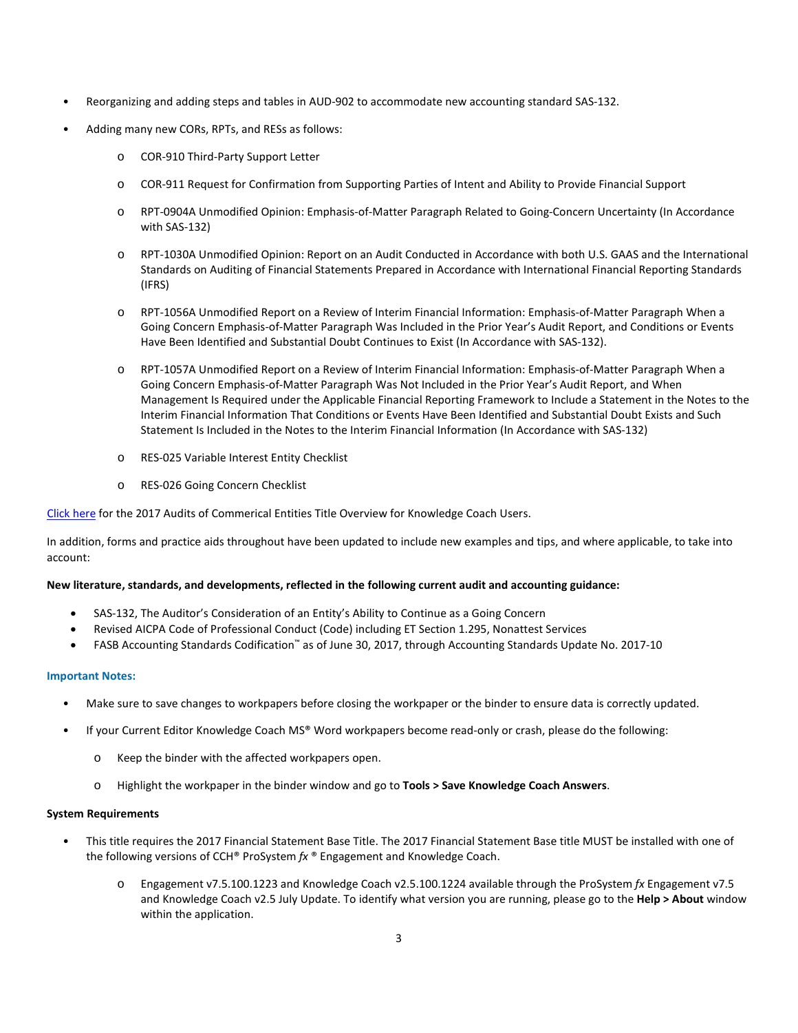- Reorganizing and adding steps and tables in AUD-902 to accommodate new accounting standard SAS-132.
- Adding many new CORs, RPTs, and RESs as follows:
    - COR-910 Third-Party Support Letter
    - COR-911 Request for Confirmation from Supporting Parties of Intent and Ability to Provide Financial Support
    - RPT-0904A Unmodified Opinion: Emphasis-of-Matter Paragraph Related to Going-Concern Uncertainty (In Accordance with SAS-132)
    - RPT-1030A Unmodified Opinion: Report on an Audit Conducted in Accordance with both U.S. GAAS and the International Standards on Auditing of Financial Statements Prepared in Accordance with International Financial Reporting Standards (IFRS)
    - RPT-1056A Unmodified Report on a Review of Interim Financial Information: Emphasis-of-Matter Paragraph When a Going Concern Emphasis-of-Matter Paragraph Was Included in the Prior Year's Audit Report, and Conditions or Events Have Been Identified and Substantial Doubt Continues to Exist (In Accordance with SAS-132).
    - RPT-1057A Unmodified Report on a Review of Interim Financial Information: Emphasis-of-Matter Paragraph When a Going Concern Emphasis-of-Matter Paragraph Was Not Included in the Prior Year's Audit Report, and When Management Is Required under the Applicable Financial Reporting Framework to Include a Statement in the Notes to the Interim Financial Information That Conditions or Events Have Been Identified and Substantial Doubt Exists and Such Statement Is Included in the Notes to the Interim Financial Information (In Accordance with SAS-132)
    - RES-025 Variable Interest Entity Checklist
    - RES-026 Going Concern Checklist

Click here for the 2017 Audits of Commerical Entities Title Overview for Knowledge Coach Users.

In addition, forms and practice aids throughout have been updated to include new examples and tips, and where applicable, to take into account:

**New literature, standards, and developments, reflected in the following current audit and accounting guidance:**

- SAS-132, The Auditor's Consideration of an Entity's Ability to Continue as a Going Concern
- Revised AICPA Code of Professional Conduct (Code) including ET Section 1.295, Nonattest Services
- FASB Accounting Standards Codification™ as of June 30, 2017, through Accounting Standards Update No. 2017-10

**Important Notes:**

- Make sure to save changes to workpapers before closing the workpaper or the binder to ensure data is correctly updated.
- If your Current Editor Knowledge Coach MS® Word workpapers become read-only or crash, please do the following:
    - Keep the binder with the affected workpapers open.
    - Highlight the workpaper in the binder window and go to **Tools > Save Knowledge Coach Answers**.

**System Requirements**

- This title requires the 2017 Financial Statement Base Title. The 2017 Financial Statement Base title MUST be installed with one of the following versions of CCH® ProSystem *fx* ® Engagement and Knowledge Coach.
    - Engagement v7.5.100.1223 and Knowledge Coach v2.5.100.1224 available through the ProSystem *fx* Engagement v7.5 and Knowledge Coach v2.5 July Update. To identify what version you are running, please go to the **Help > About** window within the application.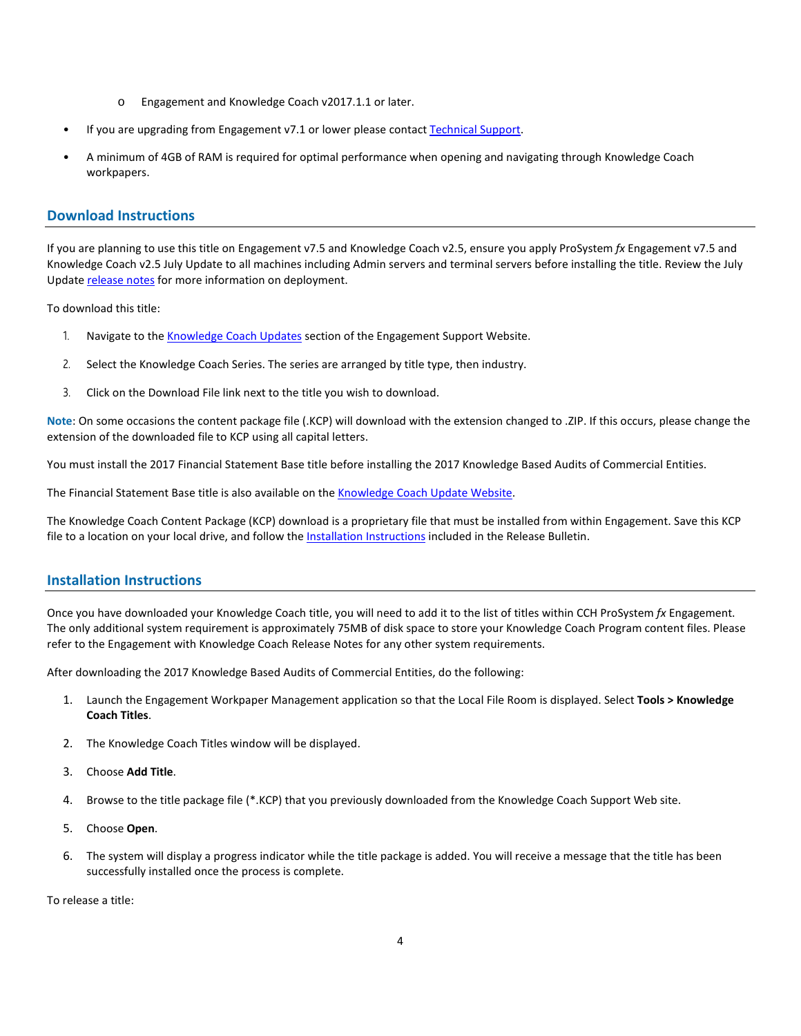- Engagement and Knowledge Coach v2017.1.1 or later.
- If you are upgrading from Engagement v7.1 or lower please contact Technical Support.
- A minimum of 4GB of RAM is required for optimal performance when opening and navigating through Knowledge Coach workpapers.

## Download Instructions

If you are planning to use this title on Engagement v7.5 and Knowledge Coach v2.5, ensure you apply ProSystem *fx* Engagement v7.5 and Knowledge Coach v2.5 July Update to all machines including Admin servers and terminal servers before installing the title. Review the July Update release notes for more information on deployment.

To download this title:

1. Navigate to the Knowledge Coach Updates section of the Engagement Support Website.
2. Select the Knowledge Coach Series. The series are arranged by title type, then industry.
3. Click on the Download File link next to the title you wish to download.

**Note**: On some occasions the content package file (.KCP) will download with the extension changed to .ZIP. If this occurs, please change the extension of the downloaded file to KCP using all capital letters.

You must install the 2017 Financial Statement Base title before installing the 2017 Knowledge Based Audits of Commercial Entities.

The Financial Statement Base title is also available on the Knowledge Coach Update Website.

The Knowledge Coach Content Package (KCP) download is a proprietary file that must be installed from within Engagement. Save this KCP file to a location on your local drive, and follow the Installation Instructions included in the Release Bulletin.

## Installation Instructions

Once you have downloaded your Knowledge Coach title, you will need to add it to the list of titles within CCH ProSystem *fx* Engagement. The only additional system requirement is approximately 75MB of disk space to store your Knowledge Coach Program content files. Please refer to the Engagement with Knowledge Coach Release Notes for any other system requirements.

After downloading the 2017 Knowledge Based Audits of Commercial Entities, do the following:

1. Launch the Engagement Workpaper Management application so that the Local File Room is displayed. Select **Tools > Knowledge Coach Titles**.
2. The Knowledge Coach Titles window will be displayed.
3. Choose **Add Title**.
4. Browse to the title package file (*.KCP) that you previously downloaded from the Knowledge Coach Support Web site.
5. Choose **Open**.
6. The system will display a progress indicator while the title package is added. You will receive a message that the title has been successfully installed once the process is complete.

To release a title: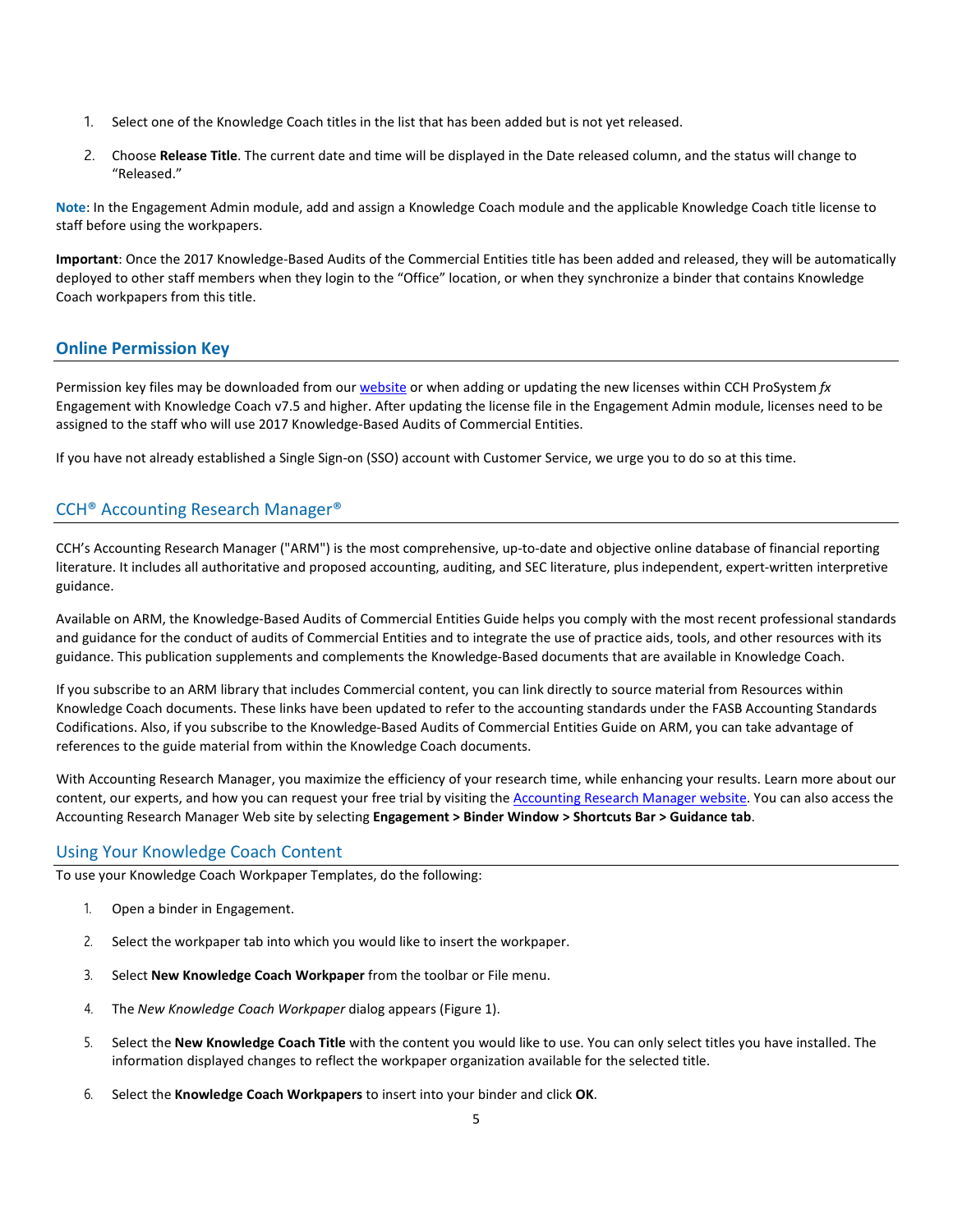1. Select one of the Knowledge Coach titles in the list that has been added but is not yet released.
2. Choose **Release Title**. The current date and time will be displayed in the Date released column, and the status will change to "Released."

**Note**: In the Engagement Admin module, add and assign a Knowledge Coach module and the applicable Knowledge Coach title license to staff before using the workpapers.

**Important**: Once the 2017 Knowledge-Based Audits of the Commercial Entities title has been added and released, they will be automatically deployed to other staff members when they login to the "Office" location, or when they synchronize a binder that contains Knowledge Coach workpapers from this title.

## Online Permission Key

Permission key files may be downloaded from our website or when adding or updating the new licenses within CCH ProSystem *fx* Engagement with Knowledge Coach v7.5 and higher. After updating the license file in the Engagement Admin module, licenses need to be assigned to the staff who will use 2017 Knowledge-Based Audits of Commercial Entities.

If you have not already established a Single Sign-on (SSO) account with Customer Service, we urge you to do so at this time.

## CCH® Accounting Research Manager®

CCH's Accounting Research Manager ("ARM") is the most comprehensive, up-to-date and objective online database of financial reporting literature. It includes all authoritative and proposed accounting, auditing, and SEC literature, plus independent, expert-written interpretive guidance.

Available on ARM, the Knowledge-Based Audits of Commercial Entities Guide helps you comply with the most recent professional standards and guidance for the conduct of audits of Commercial Entities and to integrate the use of practice aids, tools, and other resources with its guidance. This publication supplements and complements the Knowledge-Based documents that are available in Knowledge Coach.

If you subscribe to an ARM library that includes Commercial content, you can link directly to source material from Resources within Knowledge Coach documents. These links have been updated to refer to the accounting standards under the FASB Accounting Standards Codifications. Also, if you subscribe to the Knowledge-Based Audits of Commercial Entities Guide on ARM, you can take advantage of references to the guide material from within the Knowledge Coach documents.

With Accounting Research Manager, you maximize the efficiency of your research time, while enhancing your results. Learn more about our content, our experts, and how you can request your free trial by visiting the Accounting Research Manager website. You can also access the Accounting Research Manager Web site by selecting **Engagement > Binder Window > Shortcuts Bar > Guidance tab**.

## Using Your Knowledge Coach Content

To use your Knowledge Coach Workpaper Templates, do the following:

1. Open a binder in Engagement.
2. Select the workpaper tab into which you would like to insert the workpaper.
3. Select **New Knowledge Coach Workpaper** from the toolbar or File menu.
4. The *New Knowledge Coach Workpaper* dialog appears (Figure 1).
5. Select the **New Knowledge Coach Title** with the content you would like to use. You can only select titles you have installed. The information displayed changes to reflect the workpaper organization available for the selected title.
6. Select the **Knowledge Coach Workpapers** to insert into your binder and click **OK**.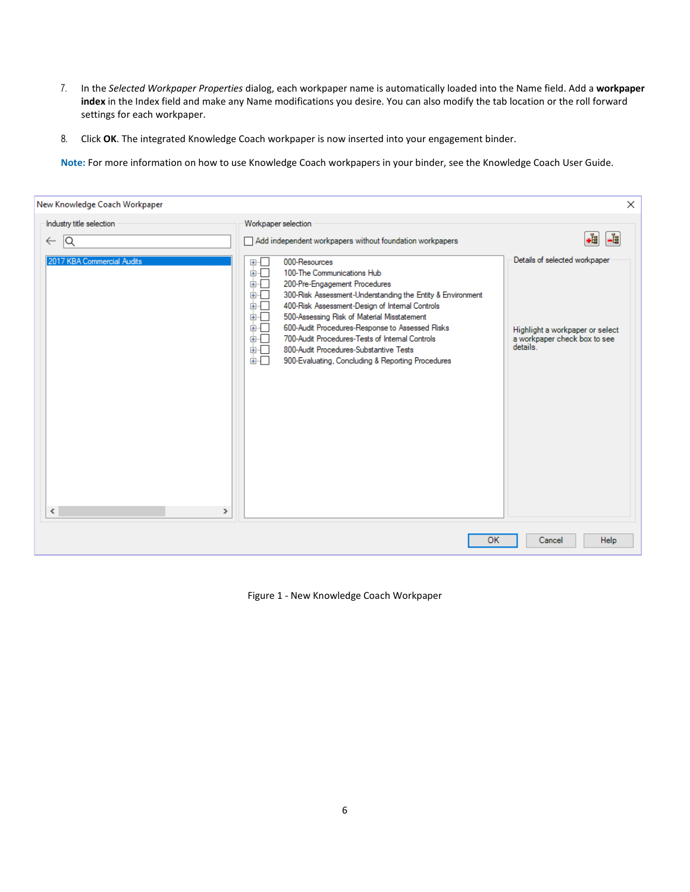7. In the *Selected Workpaper Properties* dialog, each workpaper name is automatically loaded into the Name field. Add a **workpaper index** in the Index field and make any Name modifications you desire. You can also modify the tab location or the roll forward settings for each workpaper.

8. Click **OK**. The integrated Knowledge Coach workpaper is now inserted into your engagement binder.

**Note:** For more information on how to use Knowledge Coach workpapers in your binder, see the Knowledge Coach User Guide.

Figure 1 - New Knowledge Coach Workpaper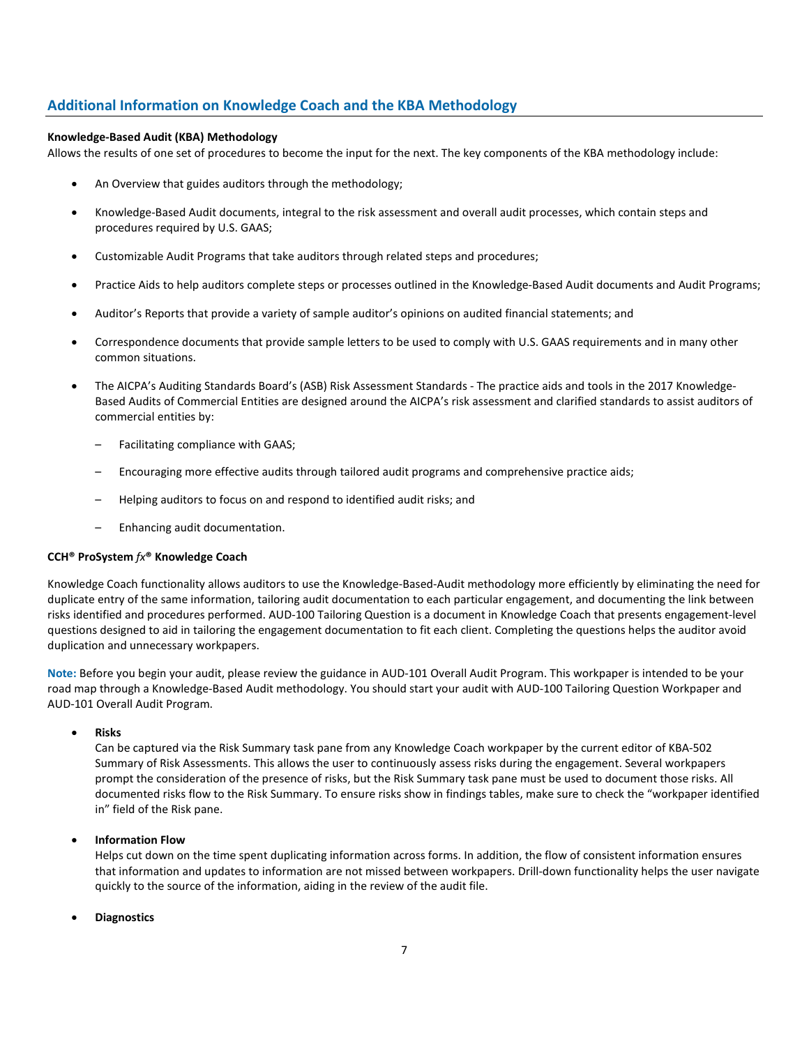## Additional Information on Knowledge Coach and the KBA Methodology

**Knowledge-Based Audit (KBA) Methodology**

Allows the results of one set of procedures to become the input for the next. The key components of the KBA methodology include:

- An Overview that guides auditors through the methodology;
- Knowledge-Based Audit documents, integral to the risk assessment and overall audit processes, which contain steps and procedures required by U.S. GAAS;
- Customizable Audit Programs that take auditors through related steps and procedures;
- Practice Aids to help auditors complete steps or processes outlined in the Knowledge-Based Audit documents and Audit Programs;
- Auditor's Reports that provide a variety of sample auditor's opinions on audited financial statements; and
- Correspondence documents that provide sample letters to be used to comply with U.S. GAAS requirements and in many other common situations.
- The AICPA's Auditing Standards Board's (ASB) Risk Assessment Standards - The practice aids and tools in the 2017 Knowledge-Based Audits of Commercial Entities are designed around the AICPA's risk assessment and clarified standards to assist auditors of commercial entities by:
  - Facilitating compliance with GAAS;
  - Encouraging more effective audits through tailored audit programs and comprehensive practice aids;
  - Helping auditors to focus on and respond to identified audit risks; and
  - Enhancing audit documentation.

**CCH® ProSystem *fx*® Knowledge Coach**

Knowledge Coach functionality allows auditors to use the Knowledge-Based-Audit methodology more efficiently by eliminating the need for duplicate entry of the same information, tailoring audit documentation to each particular engagement, and documenting the link between risks identified and procedures performed. AUD-100 Tailoring Question is a document in Knowledge Coach that presents engagement-level questions designed to aid in tailoring the engagement documentation to fit each client. Completing the questions helps the auditor avoid duplication and unnecessary workpapers.

**Note:** Before you begin your audit, please review the guidance in AUD-101 Overall Audit Program. This workpaper is intended to be your road map through a Knowledge-Based Audit methodology. You should start your audit with AUD-100 Tailoring Question Workpaper and AUD-101 Overall Audit Program.

- **Risks**
  Can be captured via the Risk Summary task pane from any Knowledge Coach workpaper by the current editor of KBA-502 Summary of Risk Assessments. This allows the user to continuously assess risks during the engagement. Several workpapers prompt the consideration of the presence of risks, but the Risk Summary task pane must be used to document those risks. All documented risks flow to the Risk Summary. To ensure risks show in findings tables, make sure to check the "workpaper identified in" field of the Risk pane.

- **Information Flow**
  Helps cut down on the time spent duplicating information across forms. In addition, the flow of consistent information ensures that information and updates to information are not missed between workpapers. Drill-down functionality helps the user navigate quickly to the source of the information, aiding in the review of the audit file.

- **Diagnostics**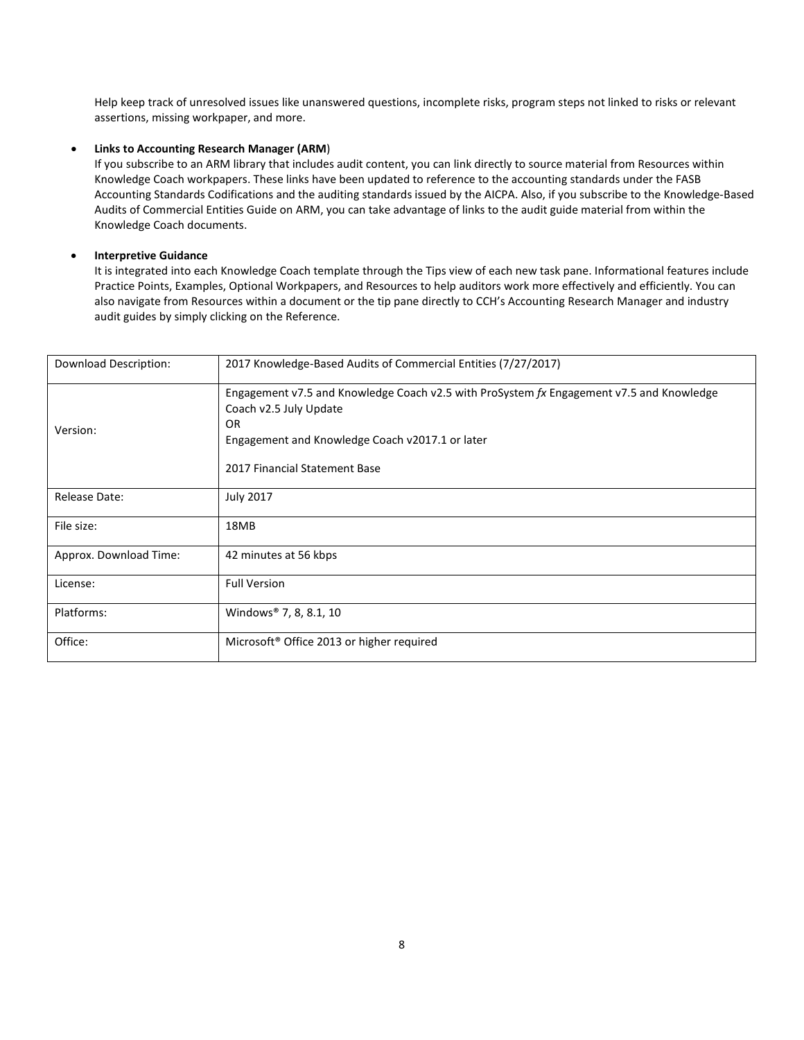Help keep track of unresolved issues like unanswered questions, incomplete risks, program steps not linked to risks or relevant assertions, missing workpaper, and more.

- **Links to Accounting Research Manager (ARM)**
  If you subscribe to an ARM library that includes audit content, you can link directly to source material from Resources within Knowledge Coach workpapers. These links have been updated to reference to the accounting standards under the FASB Accounting Standards Codifications and the auditing standards issued by the AICPA. Also, if you subscribe to the Knowledge-Based Audits of Commercial Entities Guide on ARM, you can take advantage of links to the audit guide material from within the Knowledge Coach documents.

- **Interpretive Guidance**
  It is integrated into each Knowledge Coach template through the Tips view of each new task pane. Informational features include Practice Points, Examples, Optional Workpapers, and Resources to help auditors work more effectively and efficiently. You can also navigate from Resources within a document or the tip pane directly to CCH's Accounting Research Manager and industry audit guides by simply clicking on the Reference.

| | |
|---|---|
| Download Description: | 2017 Knowledge-Based Audits of Commercial Entities (7/27/2017) |
| Version: | Engagement v7.5 and Knowledge Coach v2.5 with ProSystem *fx* Engagement v7.5 and Knowledge Coach v2.5 July Update<br>OR<br>Engagement and Knowledge Coach v2017.1 or later<br><br>2017 Financial Statement Base |
| Release Date: | July 2017 |
| File size: | 18MB |
| Approx. Download Time: | 42 minutes at 56 kbps |
| License: | Full Version |
| Platforms: | Windows® 7, 8, 8.1, 10 |
| Office: | Microsoft® Office 2013 or higher required |